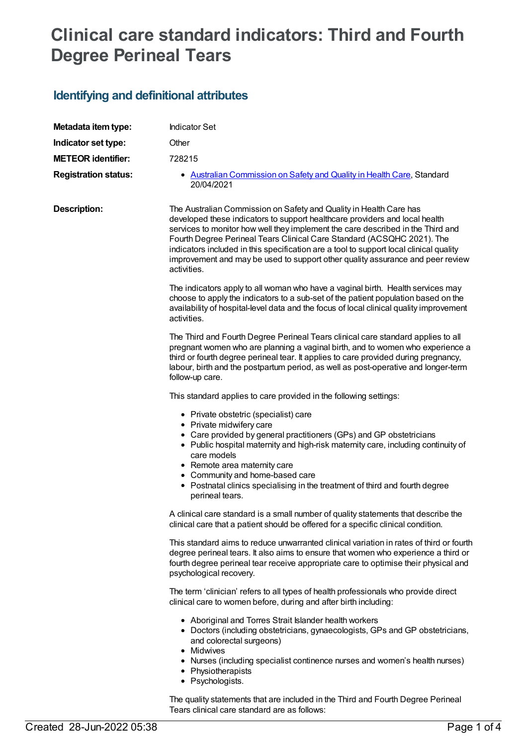# Clinical care standard indicators: Third and Fourth Degree Perineal Tears

## Identifying and definitional attributes

**Metadata item type:** Indicator Set

**Indicator set type:** Other

**METEOR identifier:** 728215

**Registration status:**

- Australian Commission on Safety and Quality in Health Care, Standard 20/04/2021

**Description:**

The Australian Commission on Safety and Quality in Health Care has developed these indicators to support healthcare providers and local health services to monitor how well they implement the care described in the Third and Fourth Degree Perineal Tears Clinical Care Standard (ACSQHC 2021). The indicators included in this specification are a tool to support local clinical quality improvement and may be used to support other quality assurance and peer review activities.

The indicators apply to all woman who have a vaginal birth. Health services may choose to apply the indicators to a sub-set of the patient population based on the availability of hospital-level data and the focus of local clinical quality improvement activities.

The Third and Fourth Degree Perineal Tears clinical care standard applies to all pregnant women who are planning a vaginal birth, and to women who experience a third or fourth degree perineal tear. It applies to care provided during pregnancy, labour, birth and the postpartum period, as well as post-operative and longer-term follow-up care.

This standard applies to care provided in the following settings:

- Private obstetric (specialist) care
- Private midwifery care
- Care provided by general practitioners (GPs) and GP obstetricians
- Public hospital maternity and high-risk maternity care, including continuity of care models
- Remote area maternity care
- Community and home-based care
- Postnatal clinics specialising in the treatment of third and fourth degree perineal tears.

A clinical care standard is a small number of quality statements that describe the clinical care that a patient should be offered for a specific clinical condition.

This standard aims to reduce unwarranted clinical variation in rates of third or fourth degree perineal tears. It also aims to ensure that women who experience a third or fourth degree perineal tear receive appropriate care to optimise their physical and psychological recovery.

The term 'clinician' refers to all types of health professionals who provide direct clinical care to women before, during and after birth including:

- Aboriginal and Torres Strait Islander health workers
- Doctors (including obstetricians, gynaecologists, GPs and GP obstetricians, and colorectal surgeons)
- Midwives
- Nurses (including specialist continence nurses and women's health nurses)
- Physiotherapists
- Psychologists.

The quality statements that are included in the Third and Fourth Degree Perineal Tears clinical care standard are as follows: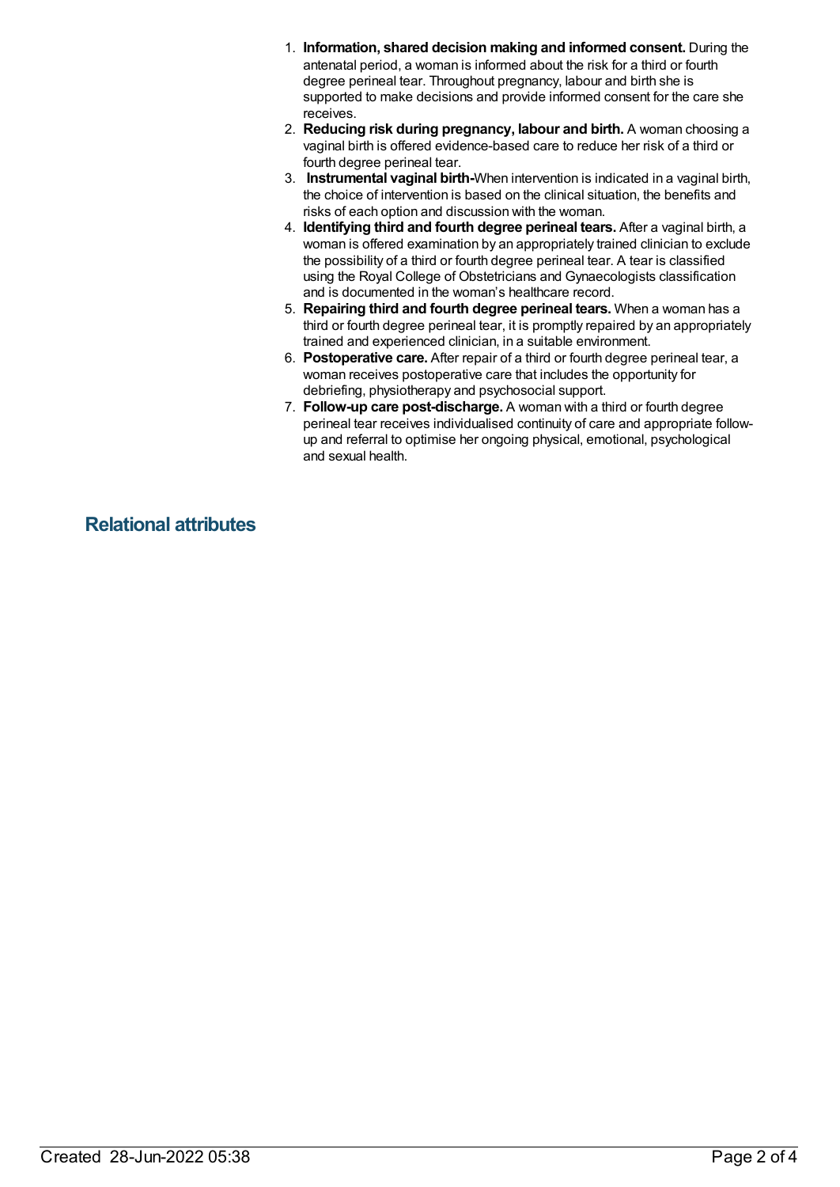1. **Information, shared decision making and informed consent.** During the antenatal period, a woman is informed about the risk for a third or fourth degree perineal tear. Throughout pregnancy, labour and birth she is supported to make decisions and provide informed consent for the care she receives.
2. **Reducing risk during pregnancy, labour and birth.** A woman choosing a vaginal birth is offered evidence-based care to reduce her risk of a third or fourth degree perineal tear.
3. **Instrumental vaginal birth-**When intervention is indicated in a vaginal birth, the choice of intervention is based on the clinical situation, the benefits and risks of each option and discussion with the woman.
4. **Identifying third and fourth degree perineal tears.** After a vaginal birth, a woman is offered examination by an appropriately trained clinician to exclude the possibility of a third or fourth degree perineal tear. A tear is classified using the Royal College of Obstetricians and Gynaecologists classification and is documented in the woman's healthcare record.
5. **Repairing third and fourth degree perineal tears.** When a woman has a third or fourth degree perineal tear, it is promptly repaired by an appropriately trained and experienced clinician, in a suitable environment.
6. **Postoperative care.** After repair of a third or fourth degree perineal tear, a woman receives postoperative care that includes the opportunity for debriefing, physiotherapy and psychosocial support.
7. **Follow-up care post-discharge.** A woman with a third or fourth degree perineal tear receives individualised continuity of care and appropriate follow-up and referral to optimise her ongoing physical, emotional, psychological and sexual health.

## Relational attributes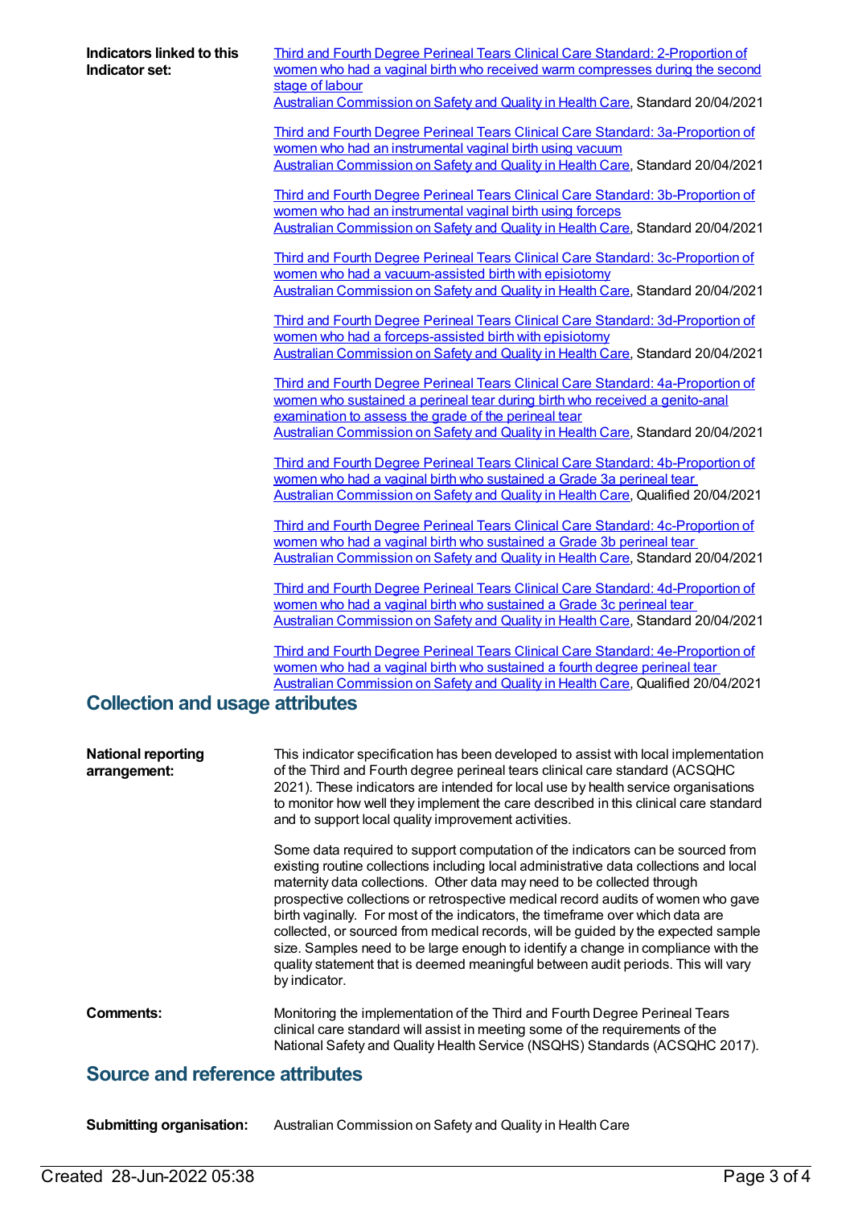**Indicators linked to this Indicator set:**

Third and Fourth Degree Perineal Tears Clinical Care Standard: 2-Proportion of women who had a vaginal birth who received warm compresses during the second stage of labour
Australian Commission on Safety and Quality in Health Care, Standard 20/04/2021

Third and Fourth Degree Perineal Tears Clinical Care Standard: 3a-Proportion of women who had an instrumental vaginal birth using vacuum
Australian Commission on Safety and Quality in Health Care, Standard 20/04/2021

Third and Fourth Degree Perineal Tears Clinical Care Standard: 3b-Proportion of women who had an instrumental vaginal birth using forceps
Australian Commission on Safety and Quality in Health Care, Standard 20/04/2021

Third and Fourth Degree Perineal Tears Clinical Care Standard: 3c-Proportion of women who had a vacuum-assisted birth with episiotomy
Australian Commission on Safety and Quality in Health Care, Standard 20/04/2021

Third and Fourth Degree Perineal Tears Clinical Care Standard: 3d-Proportion of women who had a forceps-assisted birth with episiotomy
Australian Commission on Safety and Quality in Health Care, Standard 20/04/2021

Third and Fourth Degree Perineal Tears Clinical Care Standard: 4a-Proportion of women who sustained a perineal tear during birth who received a genito-anal examination to assess the grade of the perineal tear
Australian Commission on Safety and Quality in Health Care, Standard 20/04/2021

Third and Fourth Degree Perineal Tears Clinical Care Standard: 4b-Proportion of women who had a vaginal birth who sustained a Grade 3a perineal tear
Australian Commission on Safety and Quality in Health Care, Qualified 20/04/2021

Third and Fourth Degree Perineal Tears Clinical Care Standard: 4c-Proportion of women who had a vaginal birth who sustained a Grade 3b perineal tear
Australian Commission on Safety and Quality in Health Care, Standard 20/04/2021

Third and Fourth Degree Perineal Tears Clinical Care Standard: 4d-Proportion of women who had a vaginal birth who sustained a Grade 3c perineal tear
Australian Commission on Safety and Quality in Health Care, Standard 20/04/2021

Third and Fourth Degree Perineal Tears Clinical Care Standard: 4e-Proportion of women who had a vaginal birth who sustained a fourth degree perineal tear
Australian Commission on Safety and Quality in Health Care, Qualified 20/04/2021

## Collection and usage attributes

**National reporting arrangement:**

This indicator specification has been developed to assist with local implementation of the Third and Fourth degree perineal tears clinical care standard (ACSQHC 2021). These indicators are intended for local use by health service organisations to monitor how well they implement the care described in this clinical care standard and to support local quality improvement activities.

Some data required to support computation of the indicators can be sourced from existing routine collections including local administrative data collections and local maternity data collections. Other data may need to be collected through prospective collections or retrospective medical record audits of women who gave birth vaginally. For most of the indicators, the timeframe over which data are collected, or sourced from medical records, will be guided by the expected sample size. Samples need to be large enough to identify a change in compliance with the quality statement that is deemed meaningful between audit periods. This will vary by indicator.

**Comments:**

Monitoring the implementation of the Third and Fourth Degree Perineal Tears clinical care standard will assist in meeting some of the requirements of the National Safety and Quality Health Service (NSQHS) Standards (ACSQHC 2017).

## Source and reference attributes

**Submitting organisation:** Australian Commission on Safety and Quality in Health Care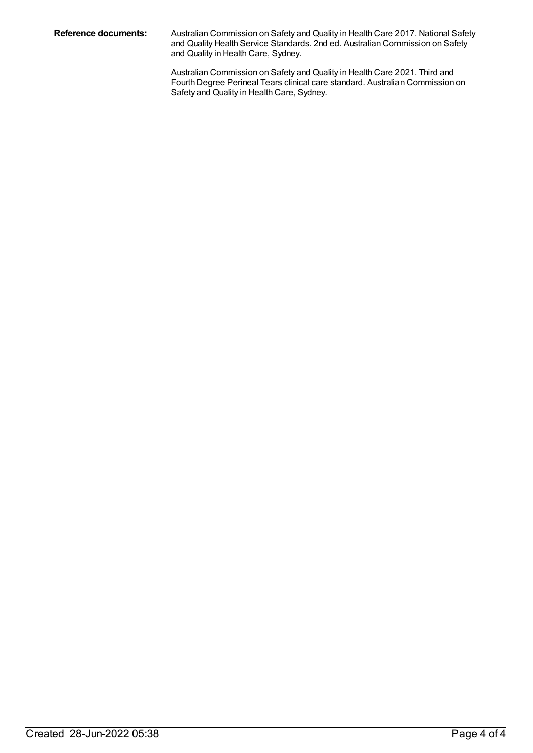**Reference documents:**

Australian Commission on Safety and Quality in Health Care 2017. National Safety and Quality Health Service Standards. 2nd ed. Australian Commission on Safety and Quality in Health Care, Sydney.

Australian Commission on Safety and Quality in Health Care 2021. Third and Fourth Degree Perineal Tears clinical care standard. Australian Commission on Safety and Quality in Health Care, Sydney.